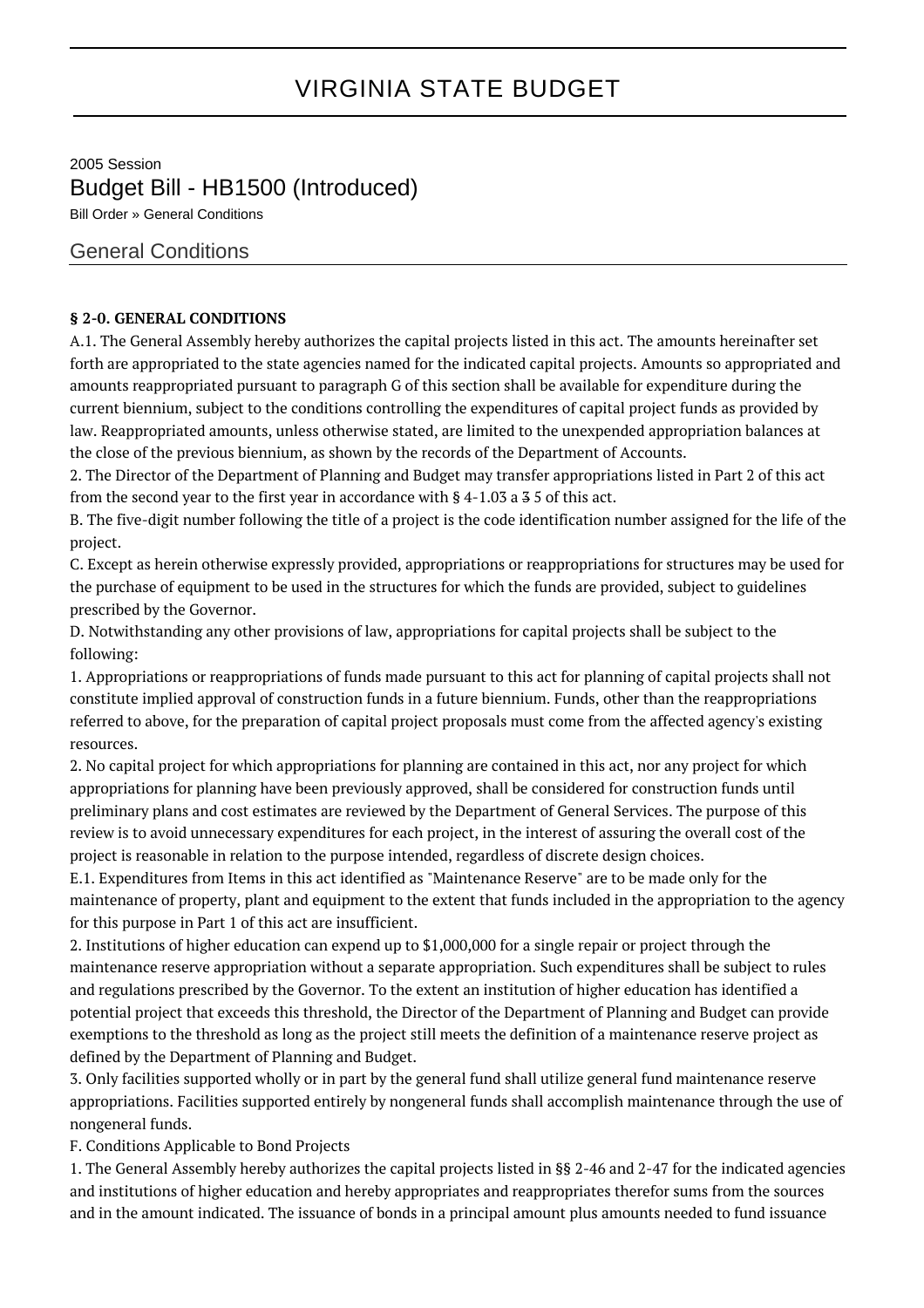# VIRGINIA STATE BUDGET

2005 Session

## Budget Bill - HB1500 (Introduced)

Bill Order » General Conditions

## General Conditions

**§ 2-0. GENERAL CONDITIONS**

A.1. The General Assembly hereby authorizes the capital projects listed in this act. The amounts hereinafter set forth are appropriated to the state agencies named for the indicated capital projects. Amounts so appropriated and amounts reappropriated pursuant to paragraph G of this section shall be available for expenditure during the current biennium, subject to the conditions controlling the expenditures of capital project funds as provided by law. Reappropriated amounts, unless otherwise stated, are limited to the unexpended appropriation balances at the close of the previous biennium, as shown by the records of the Department of Accounts.

2. The Director of the Department of Planning and Budget may transfer appropriations listed in Part 2 of this act from the second year to the first year in accordance with § 4-1.03 a ~~3~~ 5 of this act.

B. The five-digit number following the title of a project is the code identification number assigned for the life of the project.

C. Except as herein otherwise expressly provided, appropriations or reappropriations for structures may be used for the purchase of equipment to be used in the structures for which the funds are provided, subject to guidelines prescribed by the Governor.

D. Notwithstanding any other provisions of law, appropriations for capital projects shall be subject to the following:

1. Appropriations or reappropriations of funds made pursuant to this act for planning of capital projects shall not constitute implied approval of construction funds in a future biennium. Funds, other than the reappropriations referred to above, for the preparation of capital project proposals must come from the affected agency's existing resources.

2. No capital project for which appropriations for planning are contained in this act, nor any project for which appropriations for planning have been previously approved, shall be considered for construction funds until preliminary plans and cost estimates are reviewed by the Department of General Services. The purpose of this review is to avoid unnecessary expenditures for each project, in the interest of assuring the overall cost of the project is reasonable in relation to the purpose intended, regardless of discrete design choices.

E.1. Expenditures from Items in this act identified as "Maintenance Reserve" are to be made only for the maintenance of property, plant and equipment to the extent that funds included in the appropriation to the agency for this purpose in Part 1 of this act are insufficient.

2. Institutions of higher education can expend up to $1,000,000 for a single repair or project through the maintenance reserve appropriation without a separate appropriation. Such expenditures shall be subject to rules and regulations prescribed by the Governor. To the extent an institution of higher education has identified a potential project that exceeds this threshold, the Director of the Department of Planning and Budget can provide exemptions to the threshold as long as the project still meets the definition of a maintenance reserve project as defined by the Department of Planning and Budget.

3. Only facilities supported wholly or in part by the general fund shall utilize general fund maintenance reserve appropriations. Facilities supported entirely by nongeneral funds shall accomplish maintenance through the use of nongeneral funds.

F. Conditions Applicable to Bond Projects

1. The General Assembly hereby authorizes the capital projects listed in §§ 2-46 and 2-47 for the indicated agencies and institutions of higher education and hereby appropriates and reappropriates therefor sums from the sources and in the amount indicated. The issuance of bonds in a principal amount plus amounts needed to fund issuance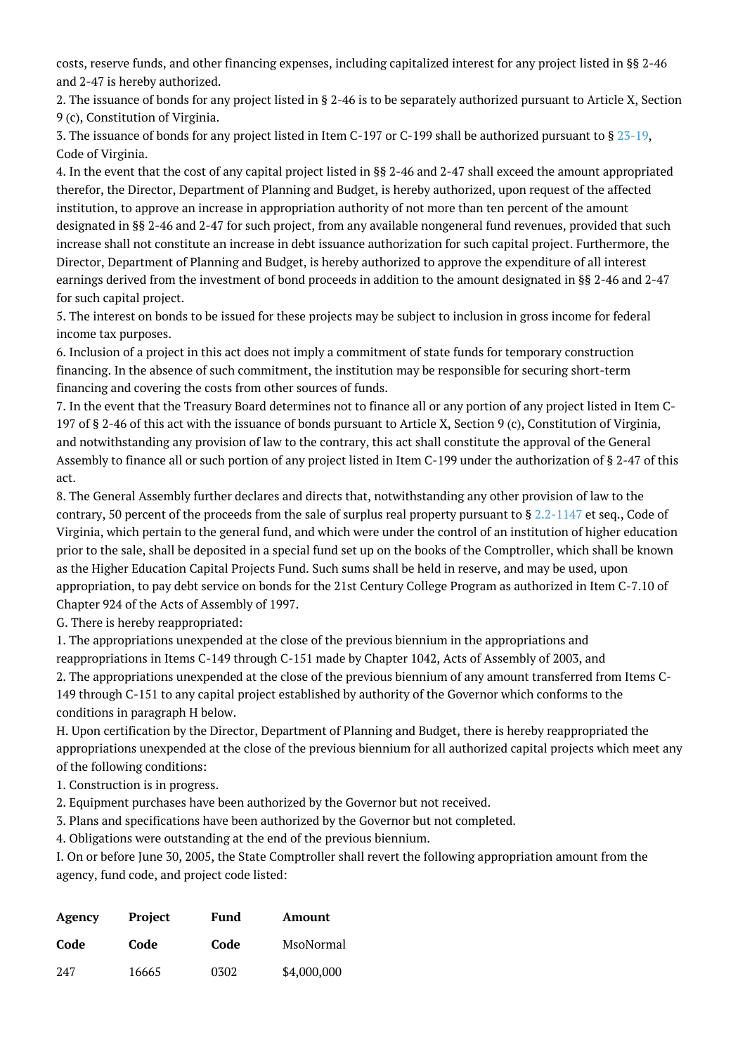costs, reserve funds, and other financing expenses, including capitalized interest for any project listed in §§ 2-46 and 2-47 is hereby authorized.

2. The issuance of bonds for any project listed in § 2-46 is to be separately authorized pursuant to Article X, Section 9 (c), Constitution of Virginia.

3. The issuance of bonds for any project listed in Item C-197 or C-199 shall be authorized pursuant to § 23-19, Code of Virginia.

4. In the event that the cost of any capital project listed in §§ 2-46 and 2-47 shall exceed the amount appropriated therefor, the Director, Department of Planning and Budget, is hereby authorized, upon request of the affected institution, to approve an increase in appropriation authority of not more than ten percent of the amount designated in §§ 2-46 and 2-47 for such project, from any available nongeneral fund revenues, provided that such increase shall not constitute an increase in debt issuance authorization for such capital project. Furthermore, the Director, Department of Planning and Budget, is hereby authorized to approve the expenditure of all interest earnings derived from the investment of bond proceeds in addition to the amount designated in §§ 2-46 and 2-47 for such capital project.

5. The interest on bonds to be issued for these projects may be subject to inclusion in gross income for federal income tax purposes.

6. Inclusion of a project in this act does not imply a commitment of state funds for temporary construction financing. In the absence of such commitment, the institution may be responsible for securing short-term financing and covering the costs from other sources of funds.

7. In the event that the Treasury Board determines not to finance all or any portion of any project listed in Item C-197 of § 2-46 of this act with the issuance of bonds pursuant to Article X, Section 9 (c), Constitution of Virginia, and notwithstanding any provision of law to the contrary, this act shall constitute the approval of the General Assembly to finance all or such portion of any project listed in Item C-199 under the authorization of § 2-47 of this act.

8. The General Assembly further declares and directs that, notwithstanding any other provision of law to the contrary, 50 percent of the proceeds from the sale of surplus real property pursuant to § 2.2-1147 et seq., Code of Virginia, which pertain to the general fund, and which were under the control of an institution of higher education prior to the sale, shall be deposited in a special fund set up on the books of the Comptroller, which shall be known as the Higher Education Capital Projects Fund. Such sums shall be held in reserve, and may be used, upon appropriation, to pay debt service on bonds for the 21st Century College Program as authorized in Item C-7.10 of Chapter 924 of the Acts of Assembly of 1997.

G. There is hereby reappropriated:

1. The appropriations unexpended at the close of the previous biennium in the appropriations and reappropriations in Items C-149 through C-151 made by Chapter 1042, Acts of Assembly of 2003, and

2. The appropriations unexpended at the close of the previous biennium of any amount transferred from Items C-149 through C-151 to any capital project established by authority of the Governor which conforms to the conditions in paragraph H below.

H. Upon certification by the Director, Department of Planning and Budget, there is hereby reappropriated the appropriations unexpended at the close of the previous biennium for all authorized capital projects which meet any of the following conditions:

1. Construction is in progress.

2. Equipment purchases have been authorized by the Governor but not received.

3. Plans and specifications have been authorized by the Governor but not completed.

4. Obligations were outstanding at the end of the previous biennium.

I. On or before June 30, 2005, the State Comptroller shall revert the following appropriation amount from the agency, fund code, and project code listed:

| Agency Code | Project Code | Fund Code | Amount MsoNormal |
|---|---|---|---|
| 247 | 16665 | 0302 | $4,000,000 |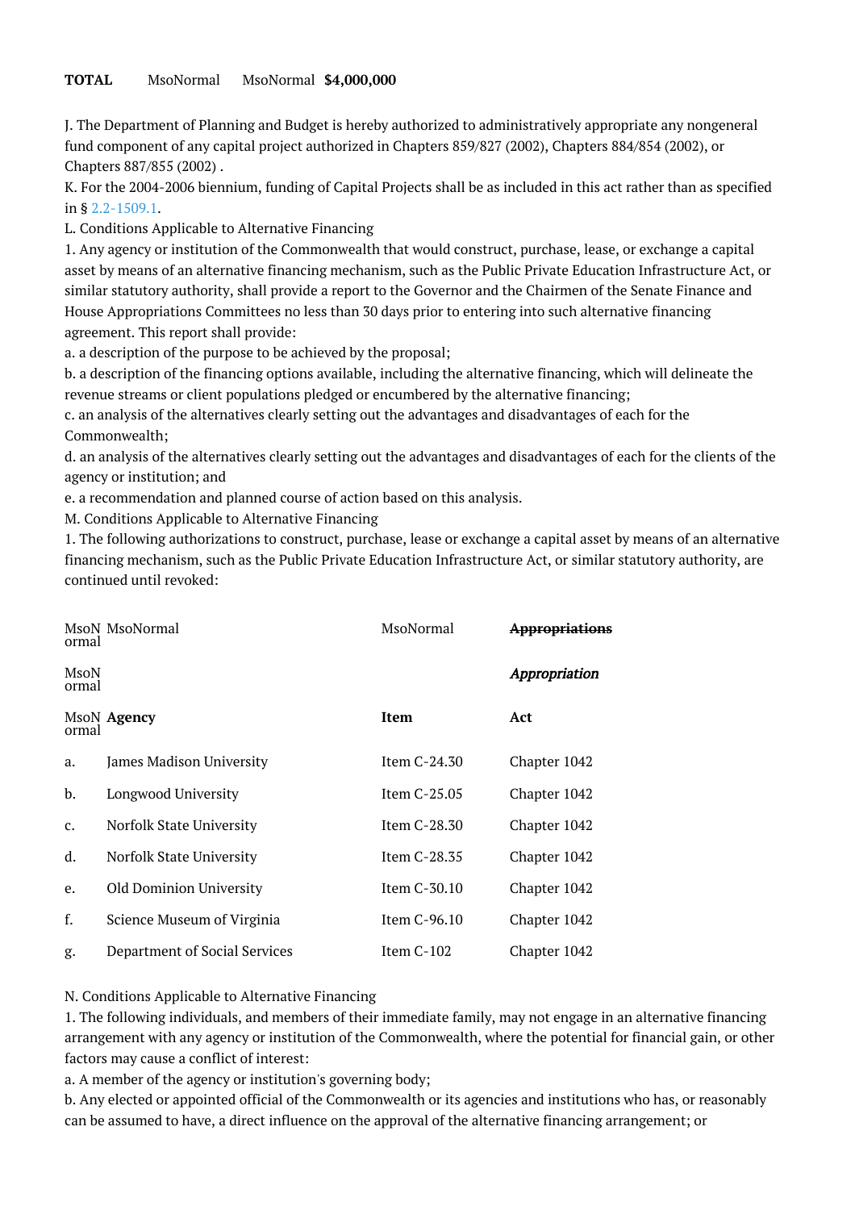| TOTAL | MsoNormal | MsoNormal | **$4,000,000** |
|---|---|---|---|

J. The Department of Planning and Budget is hereby authorized to administratively appropriate any nongeneral fund component of any capital project authorized in Chapters 859/827 (2002), Chapters 884/854 (2002), or Chapters 887/855 (2002) .

K. For the 2004-2006 biennium, funding of Capital Projects shall be as included in this act rather than as specified in § 2.2-1509.1.

L. Conditions Applicable to Alternative Financing

1. Any agency or institution of the Commonwealth that would construct, purchase, lease, or exchange a capital asset by means of an alternative financing mechanism, such as the Public Private Education Infrastructure Act, or similar statutory authority, shall provide a report to the Governor and the Chairmen of the Senate Finance and House Appropriations Committees no less than 30 days prior to entering into such alternative financing agreement. This report shall provide:

a. a description of the purpose to be achieved by the proposal;

b. a description of the financing options available, including the alternative financing, which will delineate the revenue streams or client populations pledged or encumbered by the alternative financing;

c. an analysis of the alternatives clearly setting out the advantages and disadvantages of each for the Commonwealth;

d. an analysis of the alternatives clearly setting out the advantages and disadvantages of each for the clients of the agency or institution; and

e. a recommendation and planned course of action based on this analysis.

M. Conditions Applicable to Alternative Financing

1. The following authorizations to construct, purchase, lease or exchange a capital asset by means of an alternative financing mechanism, such as the Public Private Education Infrastructure Act, or similar statutory authority, are continued until revoked:

| MsoNormal | MsoNormal | MsoNormal | ~~Appropriations~~ |
|---|---|---|---|
| MsoNormal | | | *Appropriation* |
| MsoNormal | **Agency** | **Item** | **Act** |
| a. | James Madison University | Item C-24.30 | Chapter 1042 |
| b. | Longwood University | Item C-25.05 | Chapter 1042 |
| c. | Norfolk State University | Item C-28.30 | Chapter 1042 |
| d. | Norfolk State University | Item C-28.35 | Chapter 1042 |
| e. | Old Dominion University | Item C-30.10 | Chapter 1042 |
| f. | Science Museum of Virginia | Item C-96.10 | Chapter 1042 |
| g. | Department of Social Services | Item C-102 | Chapter 1042 |

N. Conditions Applicable to Alternative Financing

1. The following individuals, and members of their immediate family, may not engage in an alternative financing arrangement with any agency or institution of the Commonwealth, where the potential for financial gain, or other factors may cause a conflict of interest:

a. A member of the agency or institution's governing body;

b. Any elected or appointed official of the Commonwealth or its agencies and institutions who has, or reasonably can be assumed to have, a direct influence on the approval of the alternative financing arrangement; or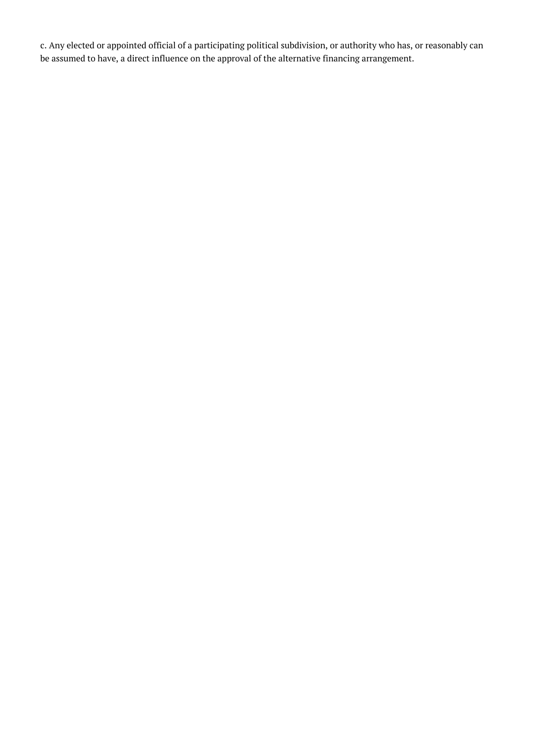c. Any elected or appointed official of a participating political subdivision, or authority who has, or reasonably can be assumed to have, a direct influence on the approval of the alternative financing arrangement.